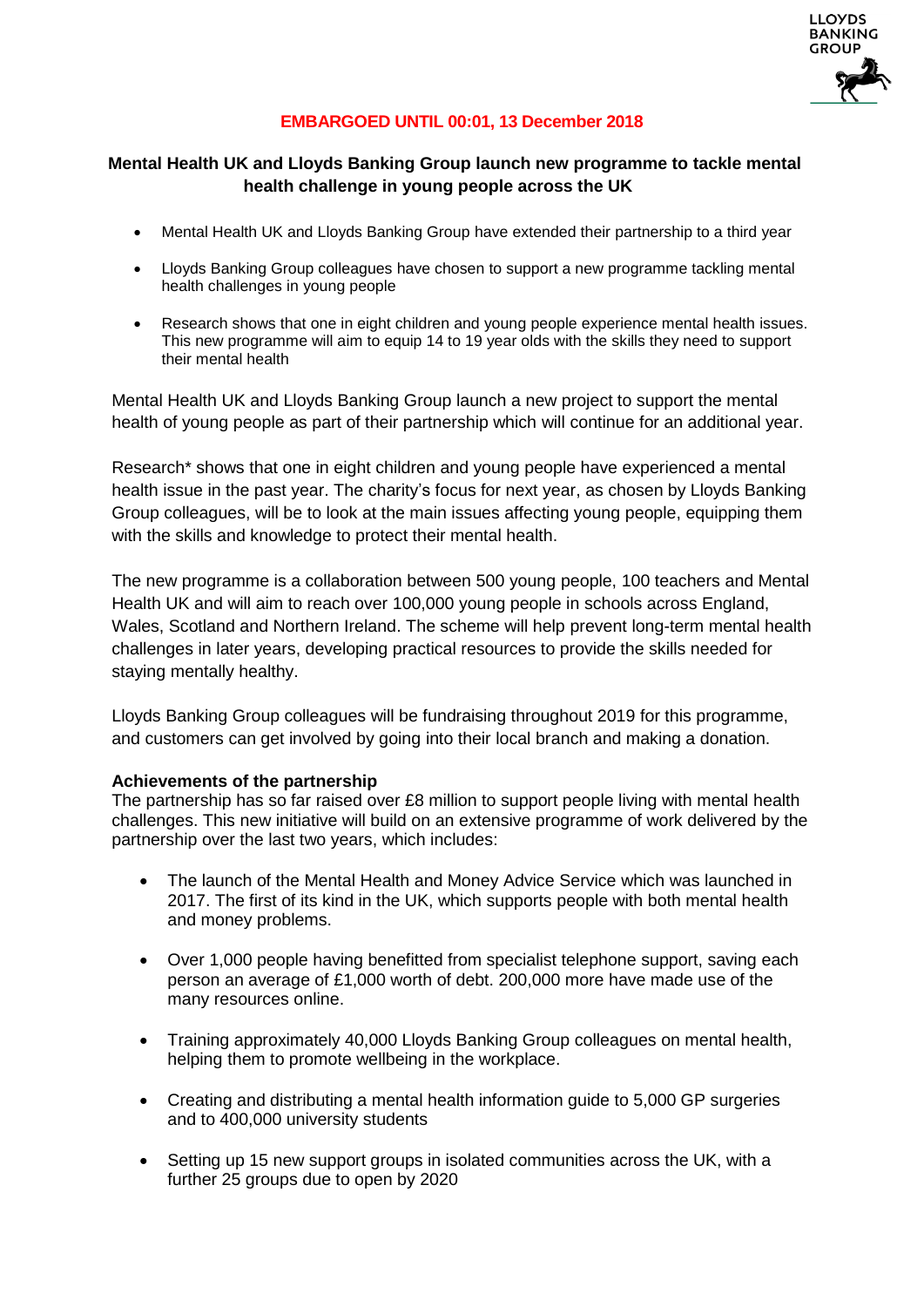**EMBARGOED UNTIL 00:01, 13 December 2018**

# Mental Health UK and Lloyds Banking Group launch new programme to tackle mental health challenge in young people across the UK

- Mental Health UK and Lloyds Banking Group have extended their partnership to a third year
- Lloyds Banking Group colleagues have chosen to support a new programme tackling mental health challenges in young people
- Research shows that one in eight children and young people experience mental health issues. This new programme will aim to equip 14 to 19 year olds with the skills they need to support their mental health

Mental Health UK and Lloyds Banking Group launch a new project to support the mental health of young people as part of their partnership which will continue for an additional year.

Research* shows that one in eight children and young people have experienced a mental health issue in the past year. The charity's focus for next year, as chosen by Lloyds Banking Group colleagues, will be to look at the main issues affecting young people, equipping them with the skills and knowledge to protect their mental health.

The new programme is a collaboration between 500 young people, 100 teachers and Mental Health UK and will aim to reach over 100,000 young people in schools across England, Wales, Scotland and Northern Ireland. The scheme will help prevent long-term mental health challenges in later years, developing practical resources to provide the skills needed for staying mentally healthy.

Lloyds Banking Group colleagues will be fundraising throughout 2019 for this programme, and customers can get involved by going into their local branch and making a donation.

**Achievements of the partnership**

The partnership has so far raised over £8 million to support people living with mental health challenges. This new initiative will build on an extensive programme of work delivered by the partnership over the last two years, which includes:

- The launch of the Mental Health and Money Advice Service which was launched in 2017. The first of its kind in the UK, which supports people with both mental health and money problems.
- Over 1,000 people having benefitted from specialist telephone support, saving each person an average of £1,000 worth of debt. 200,000 more have made use of the many resources online.
- Training approximately 40,000 Lloyds Banking Group colleagues on mental health, helping them to promote wellbeing in the workplace.
- Creating and distributing a mental health information guide to 5,000 GP surgeries and to 400,000 university students
- Setting up 15 new support groups in isolated communities across the UK, with a further 25 groups due to open by 2020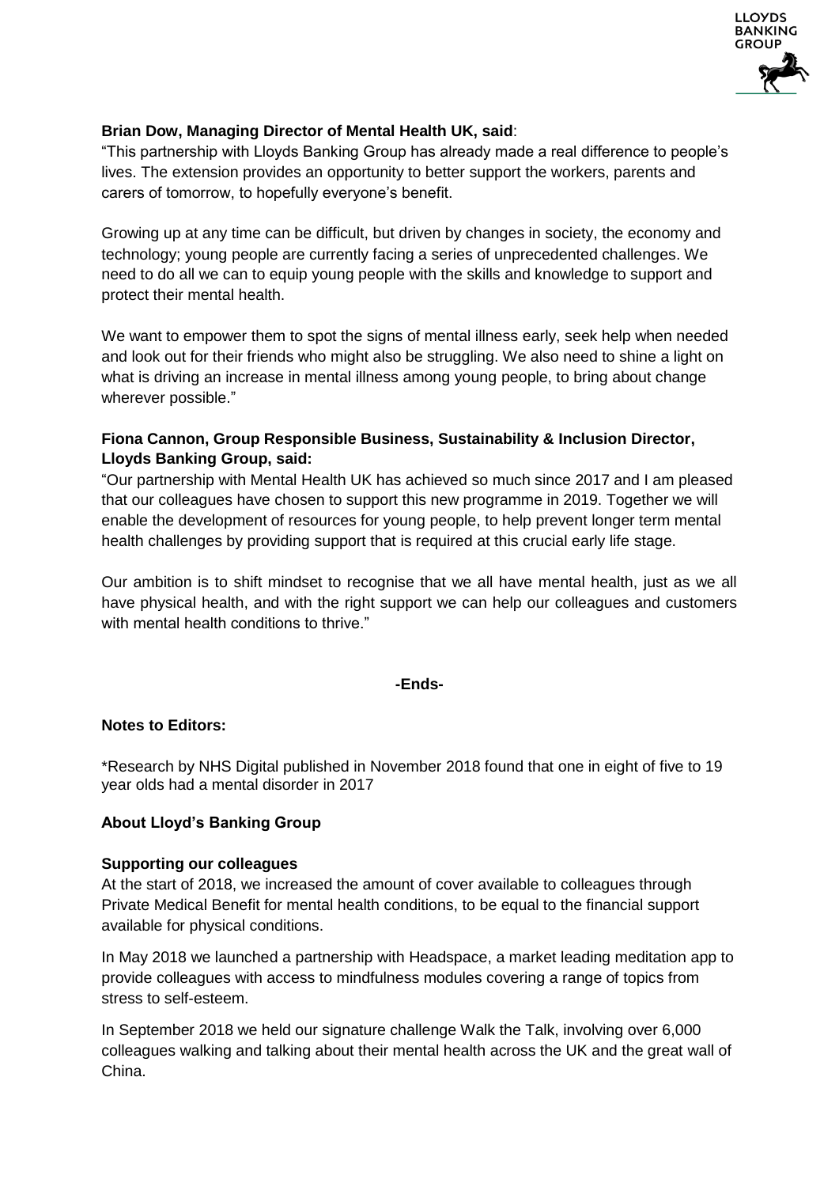**Brian Dow, Managing Director of Mental Health UK, said**:

"This partnership with Lloyds Banking Group has already made a real difference to people's lives. The extension provides an opportunity to better support the workers, parents and carers of tomorrow, to hopefully everyone's benefit.

Growing up at any time can be difficult, but driven by changes in society, the economy and technology; young people are currently facing a series of unprecedented challenges. We need to do all we can to equip young people with the skills and knowledge to support and protect their mental health.

We want to empower them to spot the signs of mental illness early, seek help when needed and look out for their friends who might also be struggling. We also need to shine a light on what is driving an increase in mental illness among young people, to bring about change wherever possible."

**Fiona Cannon, Group Responsible Business, Sustainability & Inclusion Director, Lloyds Banking Group, said:**

"Our partnership with Mental Health UK has achieved so much since 2017 and I am pleased that our colleagues have chosen to support this new programme in 2019. Together we will enable the development of resources for young people, to help prevent longer term mental health challenges by providing support that is required at this crucial early life stage.

Our ambition is to shift mindset to recognise that we all have mental health, just as we all have physical health, and with the right support we can help our colleagues and customers with mental health conditions to thrive."

**-Ends-**

**Notes to Editors:**

*Research by NHS Digital published in November 2018 found that one in eight of five to 19 year olds had a mental disorder in 2017

**About Lloyd's Banking Group**

**Supporting our colleagues**

At the start of 2018, we increased the amount of cover available to colleagues through Private Medical Benefit for mental health conditions, to be equal to the financial support available for physical conditions.

In May 2018 we launched a partnership with Headspace, a market leading meditation app to provide colleagues with access to mindfulness modules covering a range of topics from stress to self-esteem.

In September 2018 we held our signature challenge Walk the Talk, involving over 6,000 colleagues walking and talking about their mental health across the UK and the great wall of China.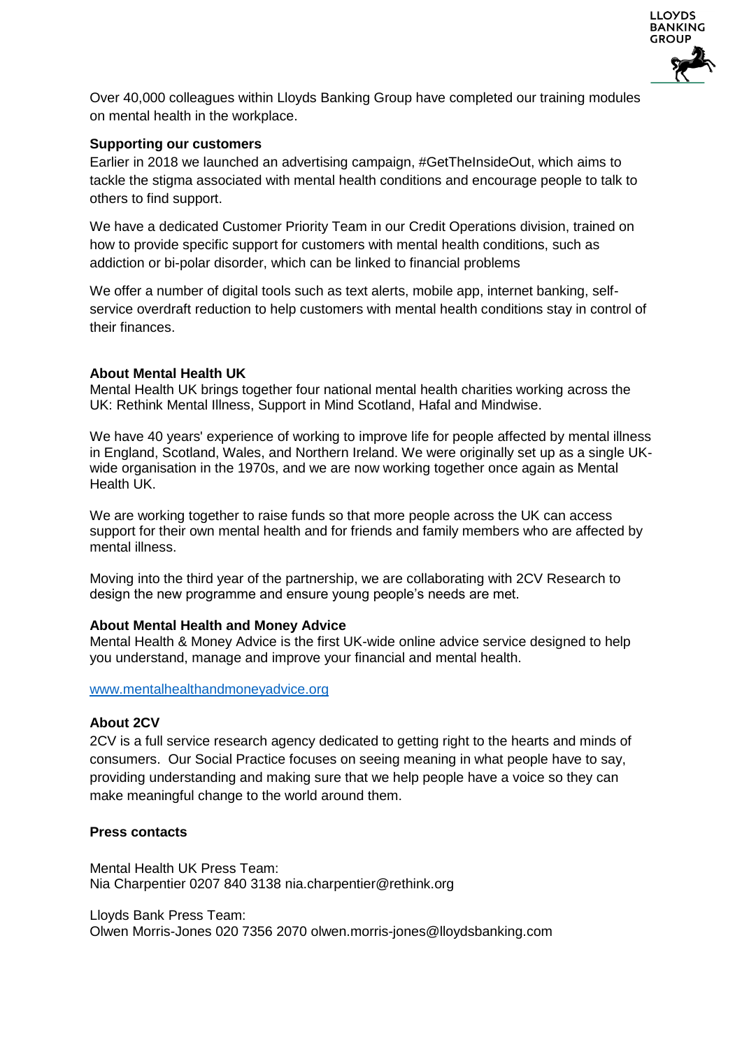Over 40,000 colleagues within Lloyds Banking Group have completed our training modules on mental health in the workplace.

**Supporting our customers**

Earlier in 2018 we launched an advertising campaign, #GetTheInsideOut, which aims to tackle the stigma associated with mental health conditions and encourage people to talk to others to find support.

We have a dedicated Customer Priority Team in our Credit Operations division, trained on how to provide specific support for customers with mental health conditions, such as addiction or bi-polar disorder, which can be linked to financial problems

We offer a number of digital tools such as text alerts, mobile app, internet banking, self-service overdraft reduction to help customers with mental health conditions stay in control of their finances.

**About Mental Health UK**

Mental Health UK brings together four national mental health charities working across the UK: Rethink Mental Illness, Support in Mind Scotland, Hafal and Mindwise.

We have 40 years' experience of working to improve life for people affected by mental illness in England, Scotland, Wales, and Northern Ireland. We were originally set up as a single UK-wide organisation in the 1970s, and we are now working together once again as Mental Health UK.

We are working together to raise funds so that more people across the UK can access support for their own mental health and for friends and family members who are affected by mental illness.

Moving into the third year of the partnership, we are collaborating with 2CV Research to design the new programme and ensure young people's needs are met.

**About Mental Health and Money Advice**

Mental Health & Money Advice is the first UK-wide online advice service designed to help you understand, manage and improve your financial and mental health.

www.mentalhealthandmoneyadvice.org

**About 2CV**

2CV is a full service research agency dedicated to getting right to the hearts and minds of consumers. Our Social Practice focuses on seeing meaning in what people have to say, providing understanding and making sure that we help people have a voice so they can make meaningful change to the world around them.

**Press contacts**

Mental Health UK Press Team:
Nia Charpentier 0207 840 3138 nia.charpentier@rethink.org

Lloyds Bank Press Team:
Olwen Morris-Jones 020 7356 2070 olwen.morris-jones@lloydsbanking.com